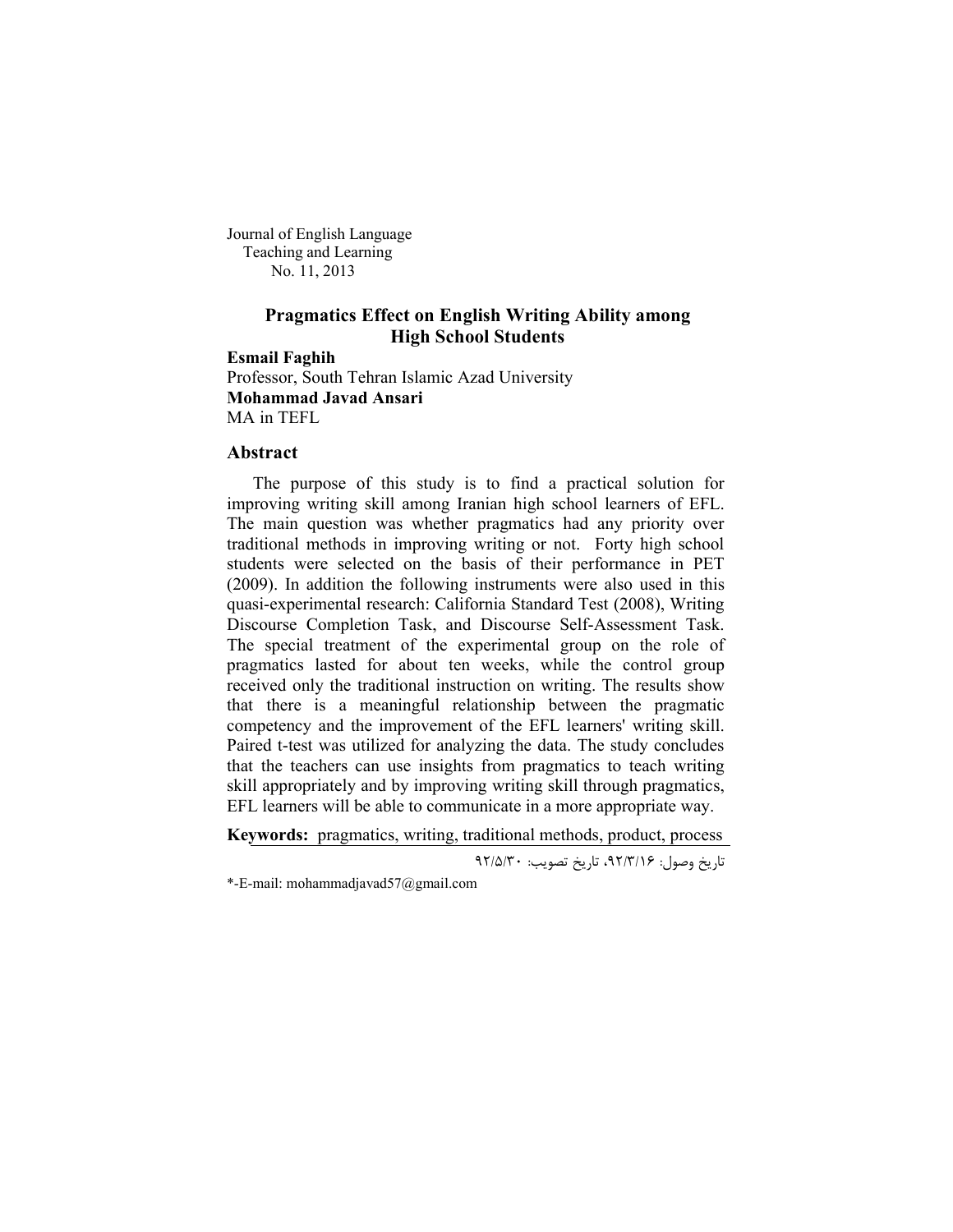Journal of English Language
Teaching and Learning
No. 11, 2013

# Pragmatics Effect on English Writing Ability among High School Students

**Esmail Faghih**
Professor, South Tehran Islamic Azad University
**Mohammad Javad Ansari**
MA in TEFL

## Abstract

The purpose of this study is to find a practical solution for improving writing skill among Iranian high school learners of EFL. The main question was whether pragmatics had any priority over traditional methods in improving writing or not. Forty high school students were selected on the basis of their performance in PET (2009). In addition the following instruments were also used in this quasi-experimental research: California Standard Test (2008), Writing Discourse Completion Task, and Discourse Self-Assessment Task. The special treatment of the experimental group on the role of pragmatics lasted for about ten weeks, while the control group received only the traditional instruction on writing. The results show that there is a meaningful relationship between the pragmatic competency and the improvement of the EFL learners' writing skill. Paired t-test was utilized for analyzing the data. The study concludes that the teachers can use insights from pragmatics to teach writing skill appropriately and by improving writing skill through pragmatics, EFL learners will be able to communicate in a more appropriate way.

**Keywords:** pragmatics, writing, traditional methods, product, process

تاریخ وصول: ۹۲/۳/۱۶، تاریخ تصویب: ۹۲/۵/۳۰

*-E-mail: mohammadjavad57@gmail.com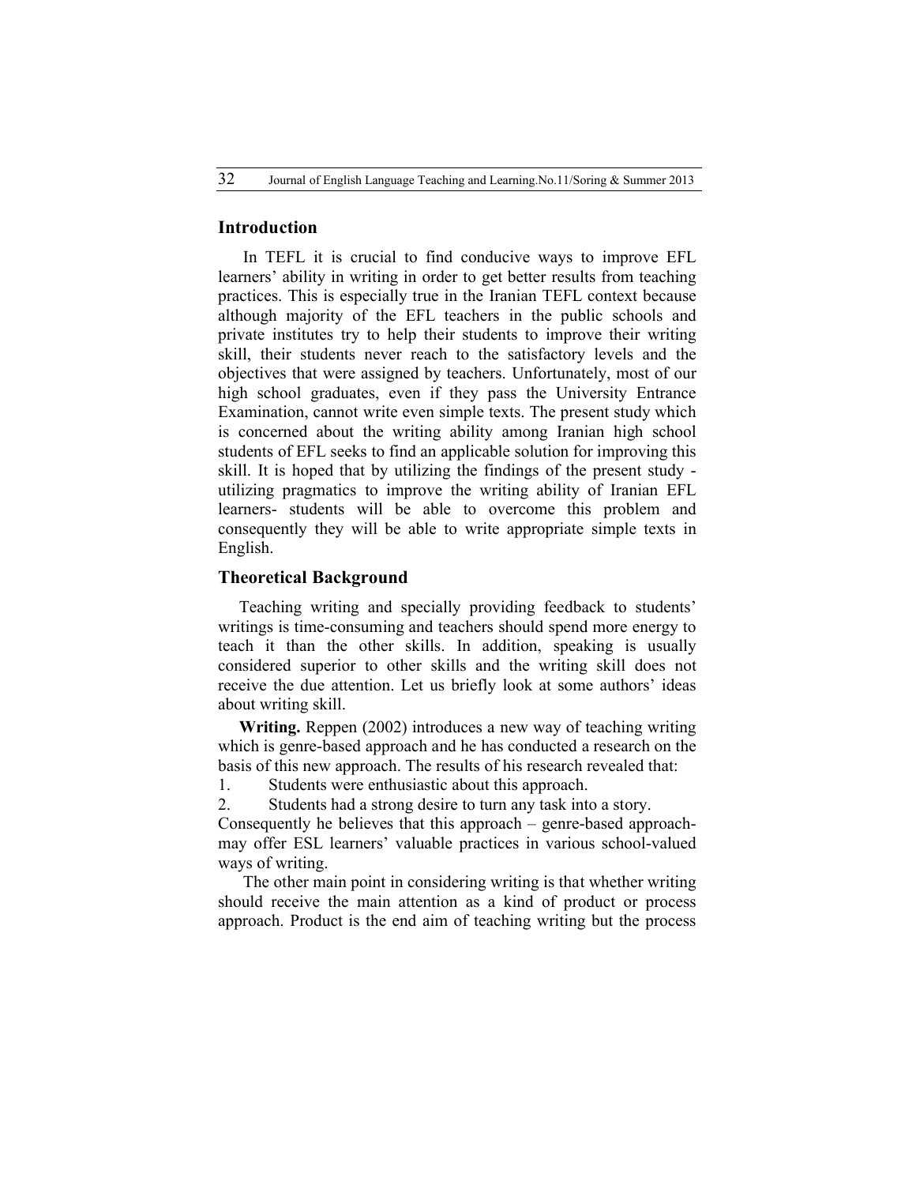## Introduction

In TEFL it is crucial to find conducive ways to improve EFL learners' ability in writing in order to get better results from teaching practices. This is especially true in the Iranian TEFL context because although majority of the EFL teachers in the public schools and private institutes try to help their students to improve their writing skill, their students never reach to the satisfactory levels and the objectives that were assigned by teachers. Unfortunately, most of our high school graduates, even if they pass the University Entrance Examination, cannot write even simple texts. The present study which is concerned about the writing ability among Iranian high school students of EFL seeks to find an applicable solution for improving this skill. It is hoped that by utilizing the findings of the present study - utilizing pragmatics to improve the writing ability of Iranian EFL learners- students will be able to overcome this problem and consequently they will be able to write appropriate simple texts in English.

## Theoretical Background

Teaching writing and specially providing feedback to students' writings is time-consuming and teachers should spend more energy to teach it than the other skills. In addition, speaking is usually considered superior to other skills and the writing skill does not receive the due attention. Let us briefly look at some authors' ideas about writing skill.

**Writing.** Reppen (2002) introduces a new way of teaching writing which is genre-based approach and he has conducted a research on the basis of this new approach. The results of his research revealed that:

1. Students were enthusiastic about this approach.
2. Students had a strong desire to turn any task into a story.

Consequently he believes that this approach – genre-based approach- may offer ESL learners' valuable practices in various school-valued ways of writing.

The other main point in considering writing is that whether writing should receive the main attention as a kind of product or process approach. Product is the end aim of teaching writing but the process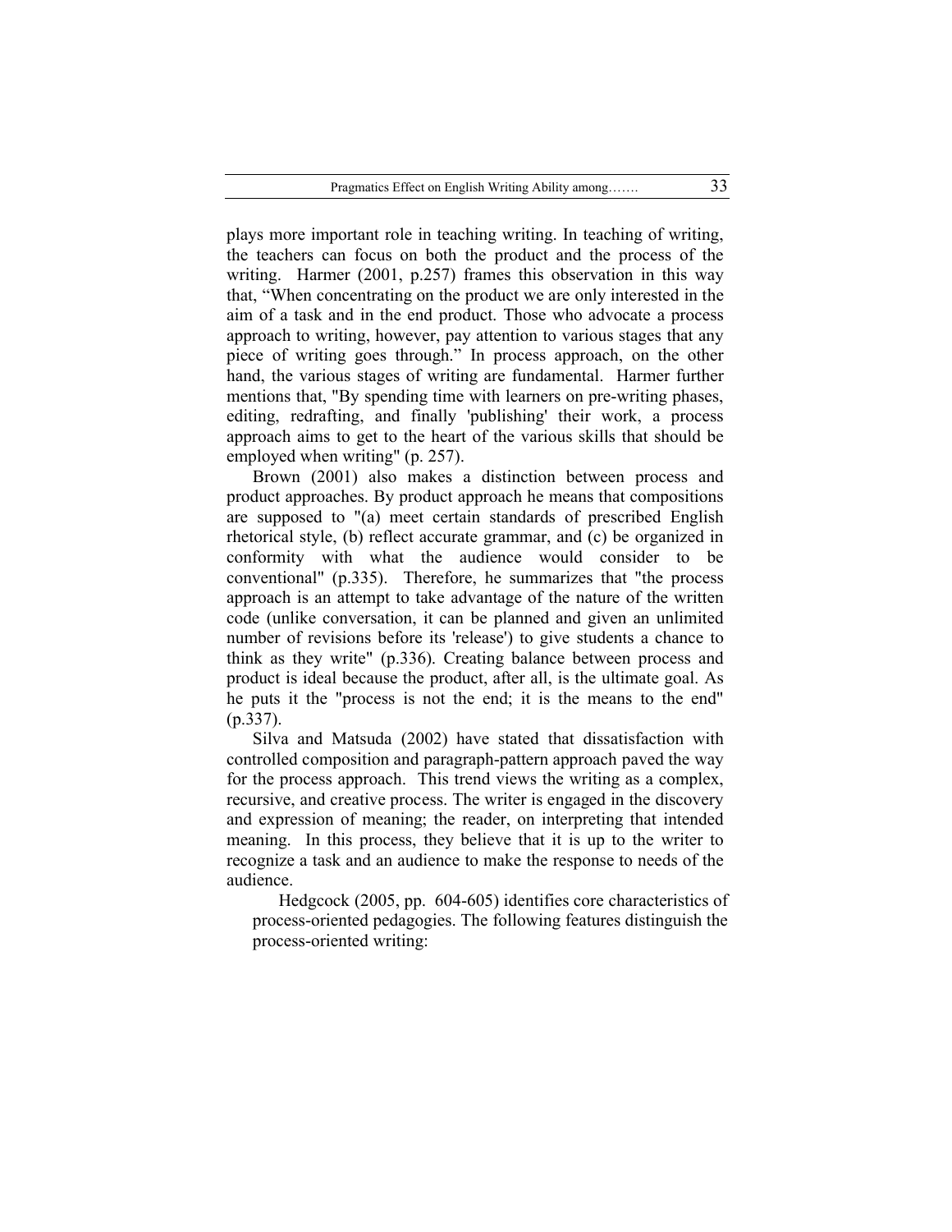plays more important role in teaching writing. In teaching of writing, the teachers can focus on both the product and the process of the writing. Harmer (2001, p.257) frames this observation in this way that, "When concentrating on the product we are only interested in the aim of a task and in the end product. Those who advocate a process approach to writing, however, pay attention to various stages that any piece of writing goes through." In process approach, on the other hand, the various stages of writing are fundamental. Harmer further mentions that, "By spending time with learners on pre-writing phases, editing, redrafting, and finally 'publishing' their work, a process approach aims to get to the heart of the various skills that should be employed when writing" (p. 257).

Brown (2001) also makes a distinction between process and product approaches. By product approach he means that compositions are supposed to "(a) meet certain standards of prescribed English rhetorical style, (b) reflect accurate grammar, and (c) be organized in conformity with what the audience would consider to be conventional" (p.335). Therefore, he summarizes that "the process approach is an attempt to take advantage of the nature of the written code (unlike conversation, it can be planned and given an unlimited number of revisions before its 'release') to give students a chance to think as they write" (p.336). Creating balance between process and product is ideal because the product, after all, is the ultimate goal. As he puts it the "process is not the end; it is the means to the end" (p.337).

Silva and Matsuda (2002) have stated that dissatisfaction with controlled composition and paragraph-pattern approach paved the way for the process approach. This trend views the writing as a complex, recursive, and creative process. The writer is engaged in the discovery and expression of meaning; the reader, on interpreting that intended meaning. In this process, they believe that it is up to the writer to recognize a task and an audience to make the response to needs of the audience.

Hedgcock (2005, pp. 604-605) identifies core characteristics of process-oriented pedagogies. The following features distinguish the process-oriented writing: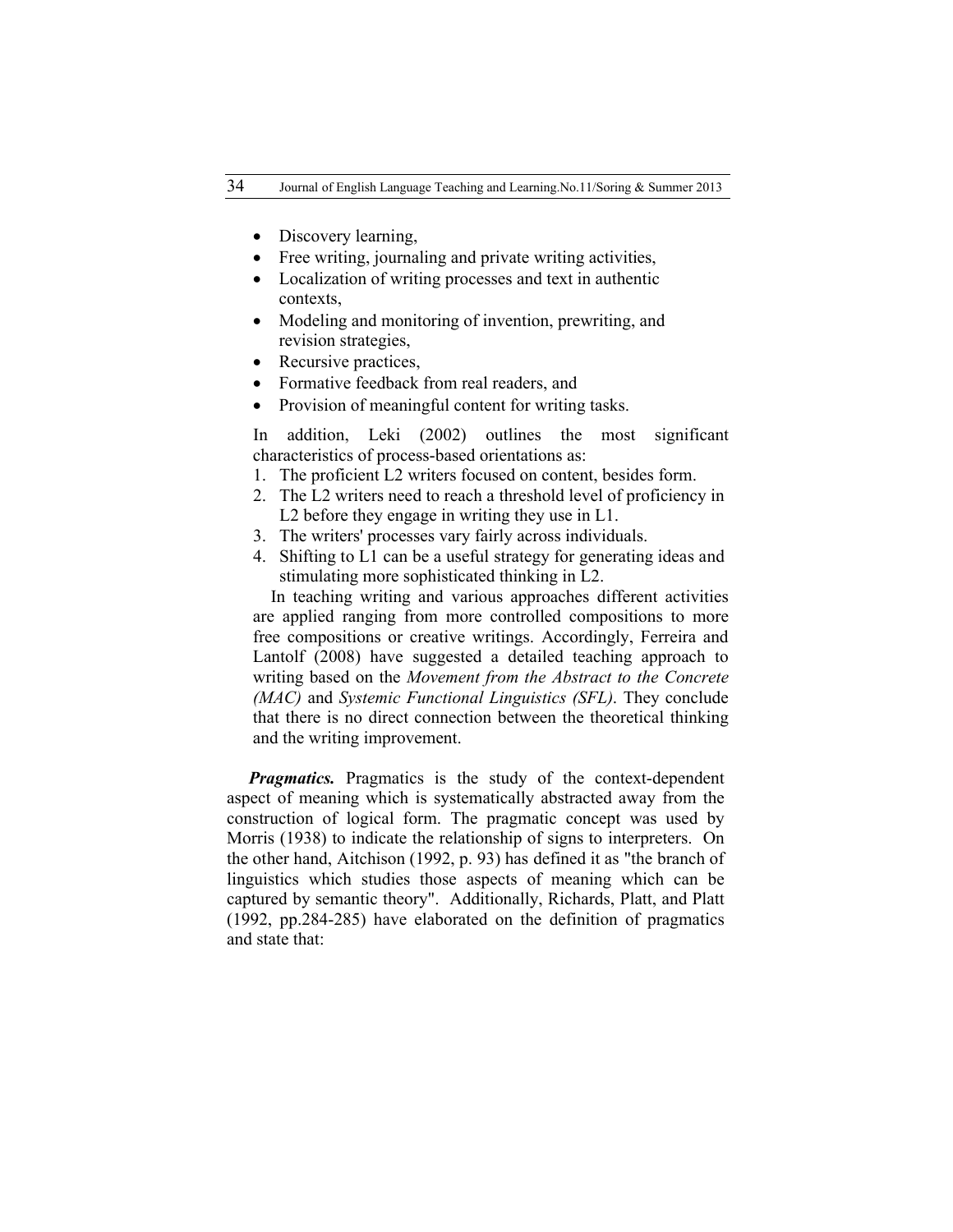- Discovery learning,
- Free writing, journaling and private writing activities,
- Localization of writing processes and text in authentic contexts,
- Modeling and monitoring of invention, prewriting, and revision strategies,
- Recursive practices,
- Formative feedback from real readers, and
- Provision of meaningful content for writing tasks.

In addition, Leki (2002) outlines the most significant characteristics of process-based orientations as:

1. The proficient L2 writers focused on content, besides form.
2. The L2 writers need to reach a threshold level of proficiency in L2 before they engage in writing they use in L1.
3. The writers' processes vary fairly across individuals.
4. Shifting to L1 can be a useful strategy for generating ideas and stimulating more sophisticated thinking in L2.

In teaching writing and various approaches different activities are applied ranging from more controlled compositions to more free compositions or creative writings. Accordingly, Ferreira and Lantolf (2008) have suggested a detailed teaching approach to writing based on the *Movement from the Abstract to the Concrete (MAC)* and *Systemic Functional Linguistics (SFL)*. They conclude that there is no direct connection between the theoretical thinking and the writing improvement.

***Pragmatics.*** Pragmatics is the study of the context-dependent aspect of meaning which is systematically abstracted away from the construction of logical form. The pragmatic concept was used by Morris (1938) to indicate the relationship of signs to interpreters. On the other hand, Aitchison (1992, p. 93) has defined it as "the branch of linguistics which studies those aspects of meaning which can be captured by semantic theory". Additionally, Richards, Platt, and Platt (1992, pp.284-285) have elaborated on the definition of pragmatics and state that: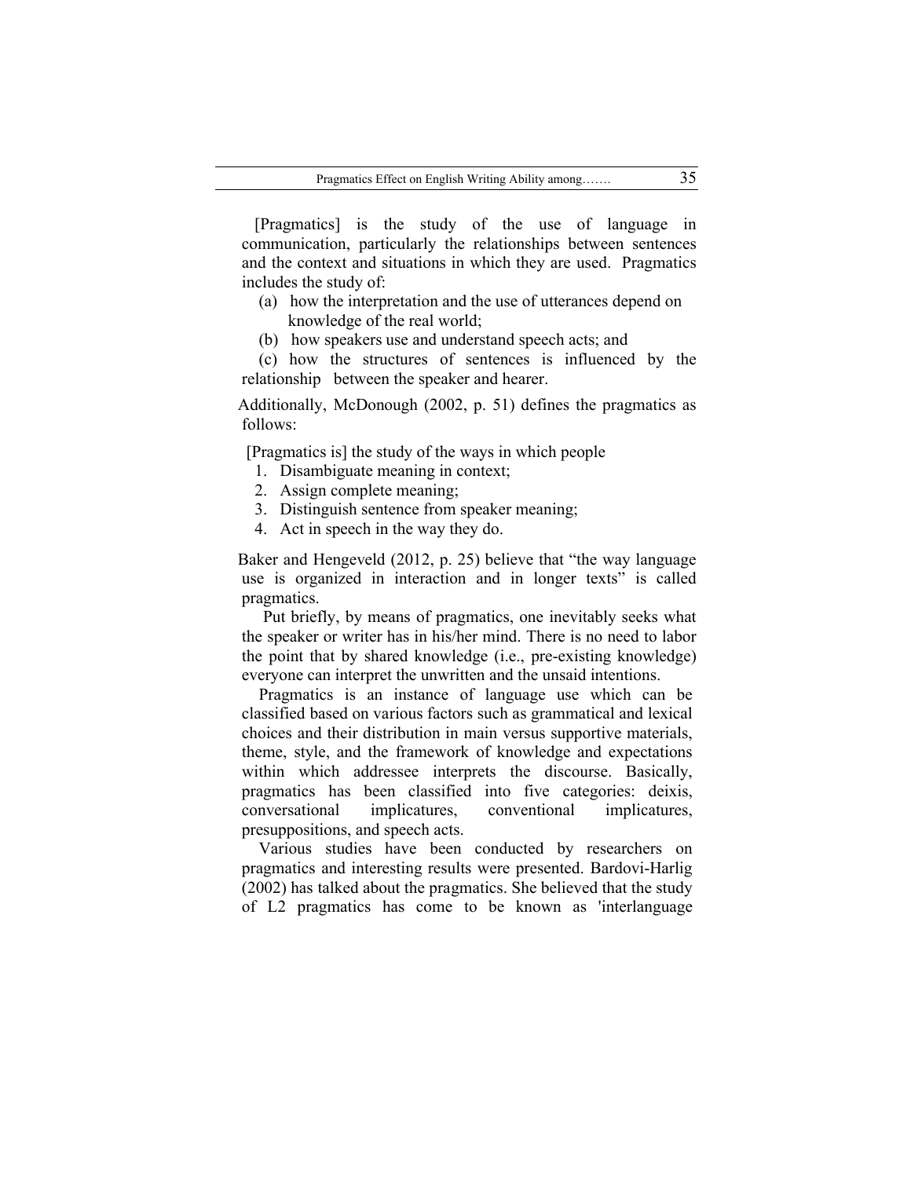[Pragmatics] is the study of the use of language in communication, particularly the relationships between sentences and the context and situations in which they are used. Pragmatics includes the study of:

(a) how the interpretation and the use of utterances depend on knowledge of the real world;

(b) how speakers use and understand speech acts; and

(c) how the structures of sentences is influenced by the relationship between the speaker and hearer.

Additionally, McDonough (2002, p. 51) defines the pragmatics as follows:

[Pragmatics is] the study of the ways in which people

1. Disambiguate meaning in context;
2. Assign complete meaning;
3. Distinguish sentence from speaker meaning;
4. Act in speech in the way they do.

Baker and Hengeveld (2012, p. 25) believe that "the way language use is organized in interaction and in longer texts" is called pragmatics.

Put briefly, by means of pragmatics, one inevitably seeks what the speaker or writer has in his/her mind. There is no need to labor the point that by shared knowledge (i.e., pre-existing knowledge) everyone can interpret the unwritten and the unsaid intentions.

Pragmatics is an instance of language use which can be classified based on various factors such as grammatical and lexical choices and their distribution in main versus supportive materials, theme, style, and the framework of knowledge and expectations within which addressee interprets the discourse. Basically, pragmatics has been classified into five categories: deixis, conversational implicatures, conventional implicatures, presuppositions, and speech acts.

Various studies have been conducted by researchers on pragmatics and interesting results were presented. Bardovi-Harlig (2002) has talked about the pragmatics. She believed that the study of L2 pragmatics has come to be known as 'interlanguage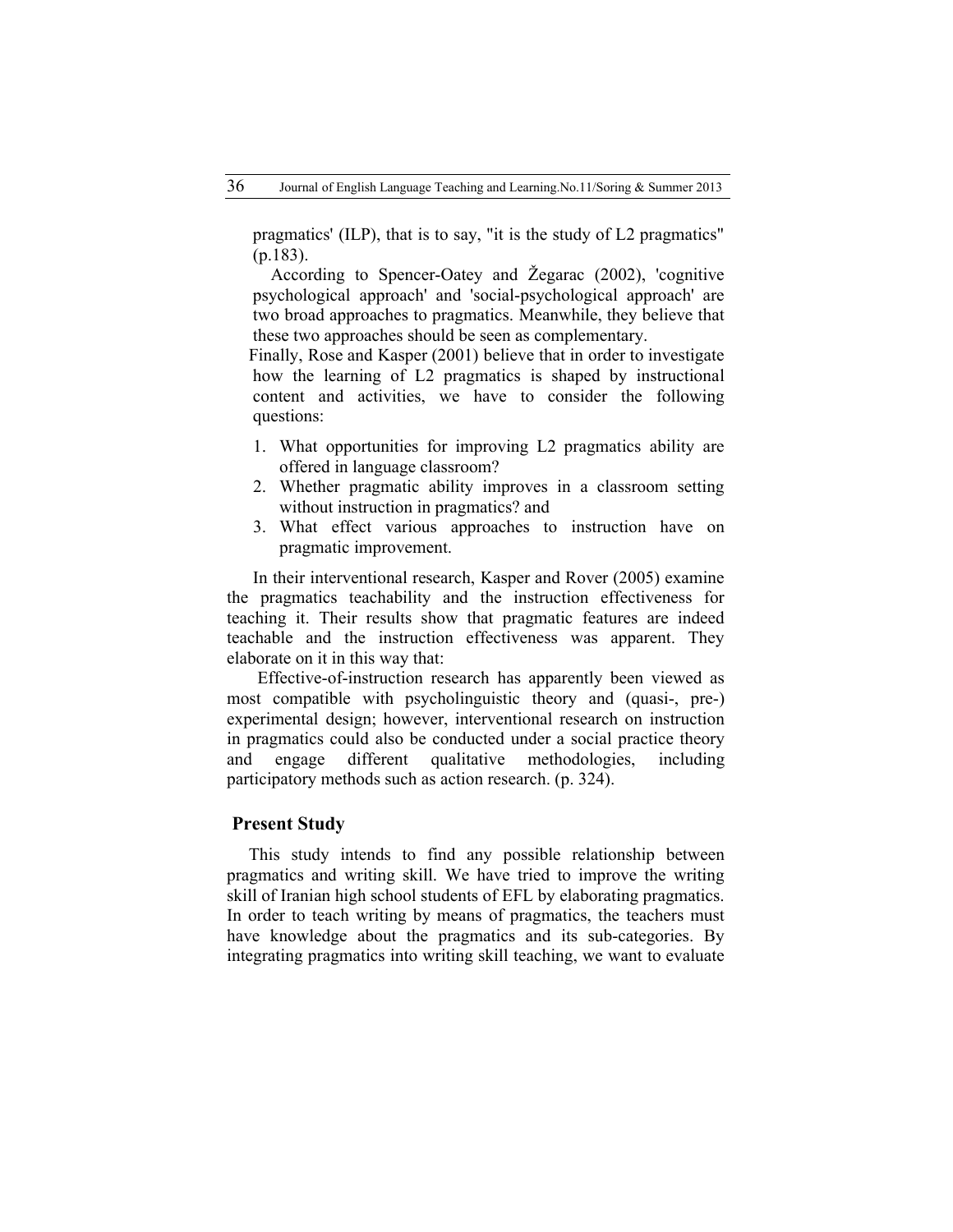pragmatics' (ILP), that is to say, "it is the study of L2 pragmatics" (p.183).

According to Spencer-Oatey and Žegarac (2002), 'cognitive psychological approach' and 'social-psychological approach' are two broad approaches to pragmatics. Meanwhile, they believe that these two approaches should be seen as complementary.

Finally, Rose and Kasper (2001) believe that in order to investigate how the learning of L2 pragmatics is shaped by instructional content and activities, we have to consider the following questions:

1. What opportunities for improving L2 pragmatics ability are offered in language classroom?
2. Whether pragmatic ability improves in a classroom setting without instruction in pragmatics? and
3. What effect various approaches to instruction have on pragmatic improvement.

In their interventional research, Kasper and Rover (2005) examine the pragmatics teachability and the instruction effectiveness for teaching it. Their results show that pragmatic features are indeed teachable and the instruction effectiveness was apparent. They elaborate on it in this way that:

Effective-of-instruction research has apparently been viewed as most compatible with psycholinguistic theory and (quasi-, pre-) experimental design; however, interventional research on instruction in pragmatics could also be conducted under a social practice theory and engage different qualitative methodologies, including participatory methods such as action research. (p. 324).

## Present Study

This study intends to find any possible relationship between pragmatics and writing skill. We have tried to improve the writing skill of Iranian high school students of EFL by elaborating pragmatics. In order to teach writing by means of pragmatics, the teachers must have knowledge about the pragmatics and its sub-categories. By integrating pragmatics into writing skill teaching, we want to evaluate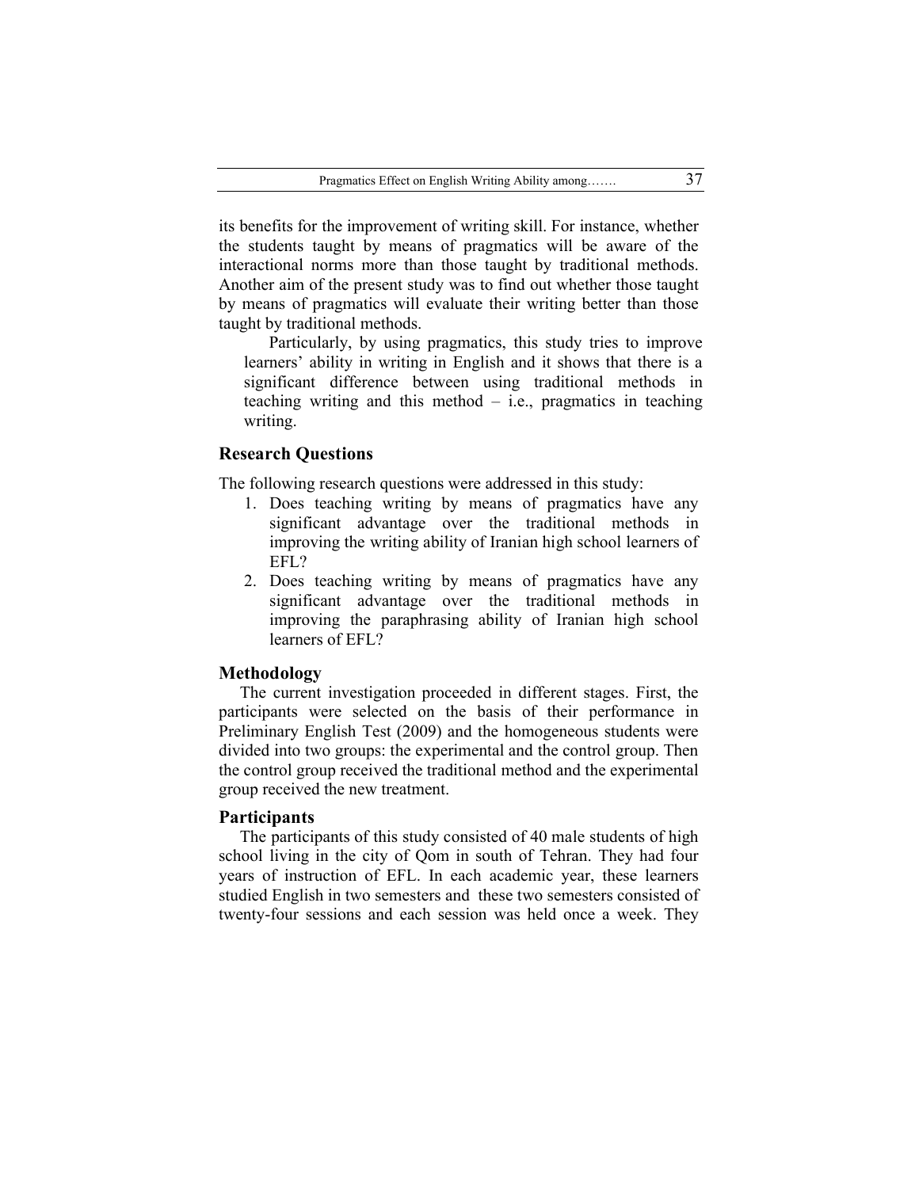its benefits for the improvement of writing skill. For instance, whether the students taught by means of pragmatics will be aware of the interactional norms more than those taught by traditional methods. Another aim of the present study was to find out whether those taught by means of pragmatics will evaluate their writing better than those taught by traditional methods.

Particularly, by using pragmatics, this study tries to improve learners' ability in writing in English and it shows that there is a significant difference between using traditional methods in teaching writing and this method – i.e., pragmatics in teaching writing.

## Research Questions

The following research questions were addressed in this study:

1. Does teaching writing by means of pragmatics have any significant advantage over the traditional methods in improving the writing ability of Iranian high school learners of EFL?
2. Does teaching writing by means of pragmatics have any significant advantage over the traditional methods in improving the paraphrasing ability of Iranian high school learners of EFL?

## Methodology

The current investigation proceeded in different stages. First, the participants were selected on the basis of their performance in Preliminary English Test (2009) and the homogeneous students were divided into two groups: the experimental and the control group. Then the control group received the traditional method and the experimental group received the new treatment.

## Participants

The participants of this study consisted of 40 male students of high school living in the city of Qom in south of Tehran. They had four years of instruction of EFL. In each academic year, these learners studied English in two semesters and these two semesters consisted of twenty-four sessions and each session was held once a week. They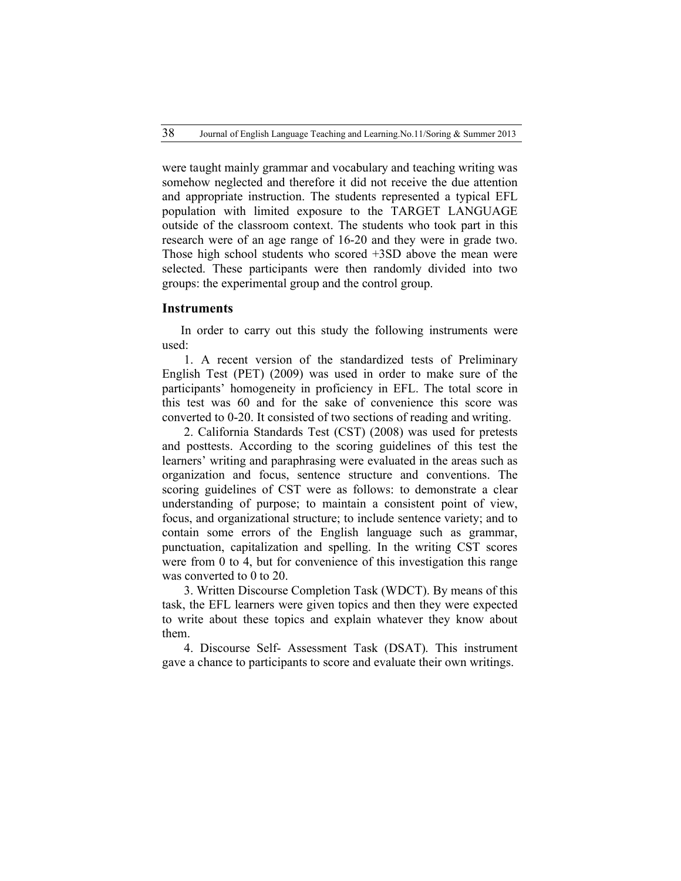were taught mainly grammar and vocabulary and teaching writing was somehow neglected and therefore it did not receive the due attention and appropriate instruction. The students represented a typical EFL population with limited exposure to the TARGET LANGUAGE outside of the classroom context. The students who took part in this research were of an age range of 16-20 and they were in grade two. Those high school students who scored +3SD above the mean were selected. These participants were then randomly divided into two groups: the experimental group and the control group.

## Instruments

In order to carry out this study the following instruments were used:

1. A recent version of the standardized tests of Preliminary English Test (PET) (2009) was used in order to make sure of the participants' homogeneity in proficiency in EFL. The total score in this test was 60 and for the sake of convenience this score was converted to 0-20. It consisted of two sections of reading and writing.

2. California Standards Test (CST) (2008) was used for pretests and posttests. According to the scoring guidelines of this test the learners' writing and paraphrasing were evaluated in the areas such as organization and focus, sentence structure and conventions. The scoring guidelines of CST were as follows: to demonstrate a clear understanding of purpose; to maintain a consistent point of view, focus, and organizational structure; to include sentence variety; and to contain some errors of the English language such as grammar, punctuation, capitalization and spelling. In the writing CST scores were from 0 to 4, but for convenience of this investigation this range was converted to 0 to 20.

3. Written Discourse Completion Task (WDCT). By means of this task, the EFL learners were given topics and then they were expected to write about these topics and explain whatever they know about them.

4. Discourse Self- Assessment Task (DSAT). This instrument gave a chance to participants to score and evaluate their own writings.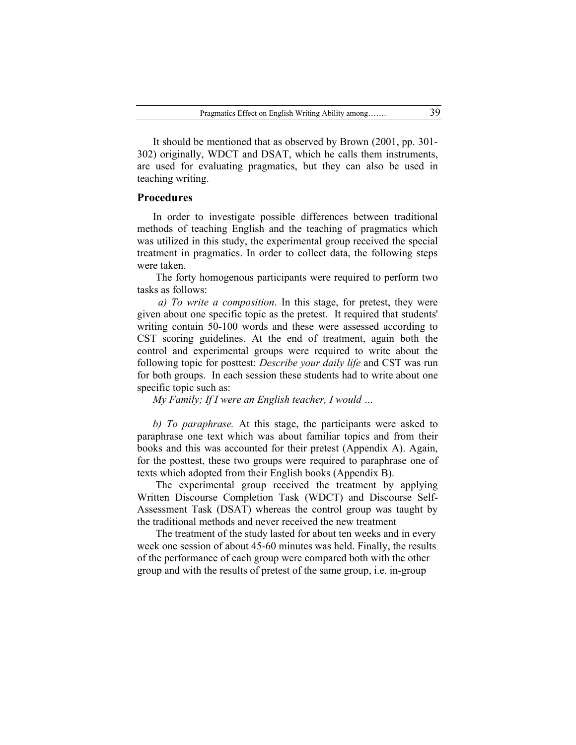It should be mentioned that as observed by Brown (2001, pp. 301-302) originally, WDCT and DSAT, which he calls them instruments, are used for evaluating pragmatics, but they can also be used in teaching writing.

## Procedures

In order to investigate possible differences between traditional methods of teaching English and the teaching of pragmatics which was utilized in this study, the experimental group received the special treatment in pragmatics. In order to collect data, the following steps were taken.

The forty homogenous participants were required to perform two tasks as follows:

*a) To write a composition*. In this stage, for pretest, they were given about one specific topic as the pretest. It required that students' writing contain 50-100 words and these were assessed according to CST scoring guidelines. At the end of treatment, again both the control and experimental groups were required to write about the following topic for posttest: *Describe your daily life* and CST was run for both groups. In each session these students had to write about one specific topic such as:

*My Family; If I were an English teacher, I would …*

*b) To paraphrase.* At this stage, the participants were asked to paraphrase one text which was about familiar topics and from their books and this was accounted for their pretest (Appendix A). Again, for the posttest, these two groups were required to paraphrase one of texts which adopted from their English books (Appendix B).

The experimental group received the treatment by applying Written Discourse Completion Task (WDCT) and Discourse Self-Assessment Task (DSAT) whereas the control group was taught by the traditional methods and never received the new treatment

The treatment of the study lasted for about ten weeks and in every week one session of about 45-60 minutes was held. Finally, the results of the performance of each group were compared both with the other group and with the results of pretest of the same group, i.e. in-group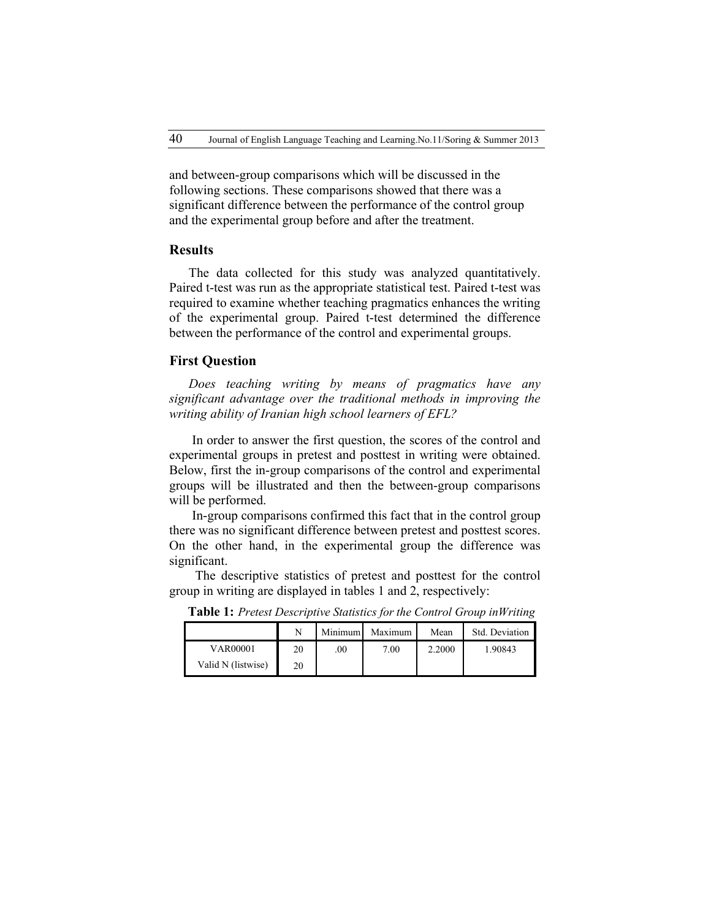and between-group comparisons which will be discussed in the following sections. These comparisons showed that there was a significant difference between the performance of the control group and the experimental group before and after the treatment.

## Results

The data collected for this study was analyzed quantitatively. Paired t-test was run as the appropriate statistical test. Paired t-test was required to examine whether teaching pragmatics enhances the writing of the experimental group. Paired t-test determined the difference between the performance of the control and experimental groups.

## First Question

*Does teaching writing by means of pragmatics have any significant advantage over the traditional methods in improving the writing ability of Iranian high school learners of EFL?*

In order to answer the first question, the scores of the control and experimental groups in pretest and posttest in writing were obtained. Below, first the in-group comparisons of the control and experimental groups will be illustrated and then the between-group comparisons will be performed.

In-group comparisons confirmed this fact that in the control group there was no significant difference between pretest and posttest scores. On the other hand, in the experimental group the difference was significant.

The descriptive statistics of pretest and posttest for the control group in writing are displayed in tables 1 and 2, respectively:

**Table 1:** *Pretest Descriptive Statistics for the Control Group inWriting*

| | N | Minimum | Maximum | Mean | Std. Deviation |
|---|---|---|---|---|---|
| VAR00001 | 20 | .00 | 7.00 | 2.2000 | 1.90843 |
| Valid N (listwise) | 20 | | | | |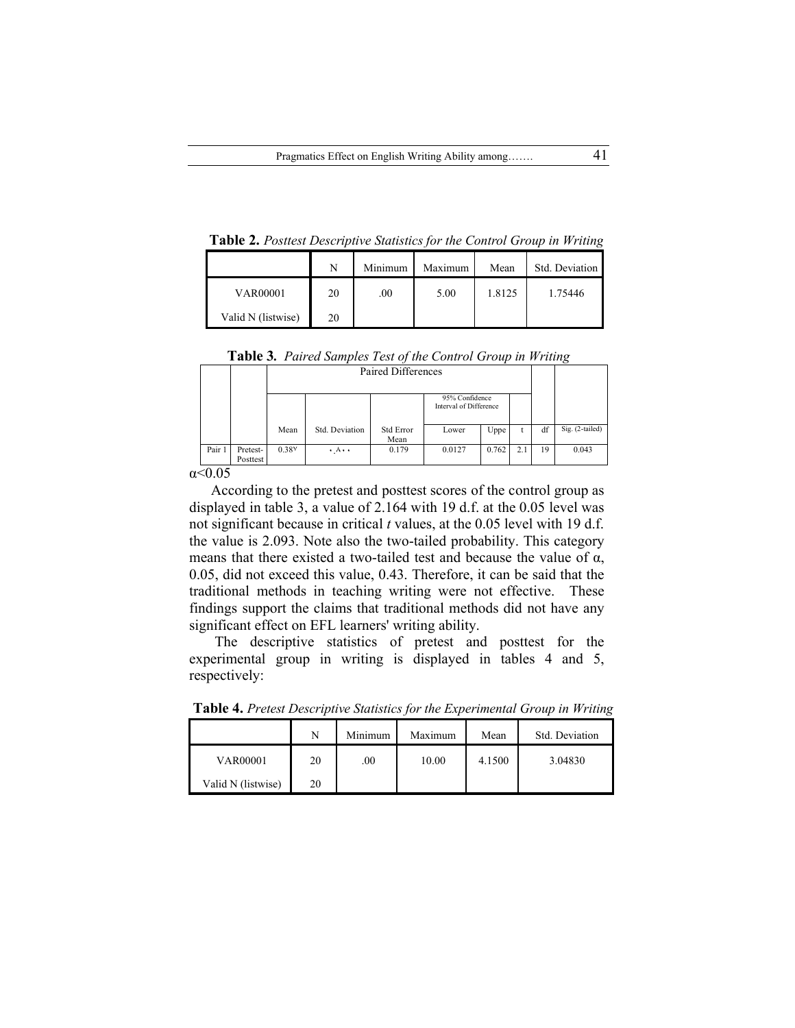**Table 2.** *Posttest Descriptive Statistics for the Control Group in Writing*

| | N | Minimum | Maximum | Mean | Std. Deviation |
|---|---|---|---|---|---|
| VAR00001 | 20 | .00 | 5.00 | 1.8125 | 1.75446 |
| Valid N (listwise) | 20 | | | | |

**Table 3.** *Paired Samples Test of the Control Group in Writing*

| | | Paired Differences | | | | | | | |
|---|---|---|---|---|---|---|---|---|---|
| | | | | | 95% Confidence Interval of Difference | | | | |
| | | Mean | Std. Deviation | Std Error Mean | Lower | Uppe | t | df | Sig. (2-tailed) |
| Pair 1 | Pretest-Posttest | 0.38٧ | ۰.٨۰۰ | 0.179 | 0.0127 | 0.762 | 2.1 | 19 | 0.043 |

$\alpha<0.05$

According to the pretest and posttest scores of the control group as displayed in table 3, a value of 2.164 with 19 d.f. at the 0.05 level was not significant because in critical *t* values, at the 0.05 level with 19 d.f. the value is 2.093. Note also the two-tailed probability. This category means that there existed a two-tailed test and because the value of α, 0.05, did not exceed this value, 0.43. Therefore, it can be said that the traditional methods in teaching writing were not effective. These findings support the claims that traditional methods did not have any significant effect on EFL learners' writing ability.

The descriptive statistics of pretest and posttest for the experimental group in writing is displayed in tables 4 and 5, respectively:

**Table 4.** *Pretest Descriptive Statistics for the Experimental Group in Writing*

| | N | Minimum | Maximum | Mean | Std. Deviation |
|---|---|---|---|---|---|
| VAR00001 | 20 | .00 | 10.00 | 4.1500 | 3.04830 |
| Valid N (listwise) | 20 | | | | |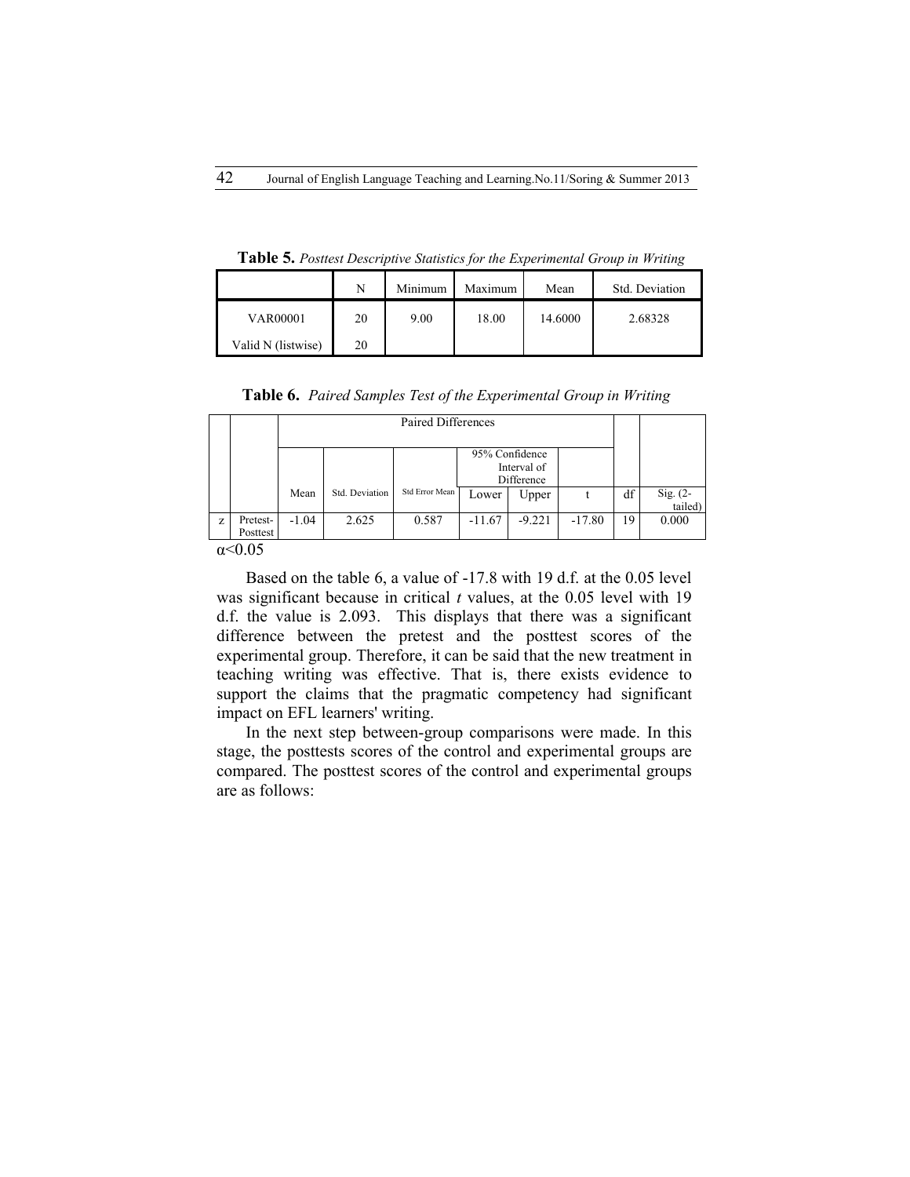**Table 5.** *Posttest Descriptive Statistics for the Experimental Group in Writing*

| | N | Minimum | Maximum | Mean | Std. Deviation |
|---|---|---|---|---|---|
| VAR00001 | 20 | 9.00 | 18.00 | 14.6000 | 2.68328 |
| Valid N (listwise) | 20 | | | | |

**Table 6.** *Paired Samples Test of the Experimental Group in Writing*

| | | Paired Differences | | | | | | | |
|---|---|---|---|---|---|---|---|---|---|
| | | | | | 95% Confidence Interval of Difference | | | | |
| | | Mean | Std. Deviation | Std Error Mean | Lower | Upper | t | df | Sig. (2-tailed) |
| z | Pretest-Posttest | -1.04 | 2.625 | 0.587 | -11.67 | -9.221 | -17.80 | 19 | 0.000 |

$\alpha<0.05$

Based on the table 6, a value of -17.8 with 19 d.f. at the 0.05 level was significant because in critical *t* values, at the 0.05 level with 19 d.f. the value is 2.093. This displays that there was a significant difference between the pretest and the posttest scores of the experimental group. Therefore, it can be said that the new treatment in teaching writing was effective. That is, there exists evidence to support the claims that the pragmatic competency had significant impact on EFL learners' writing.

In the next step between-group comparisons were made. In this stage, the posttests scores of the control and experimental groups are compared. The posttest scores of the control and experimental groups are as follows: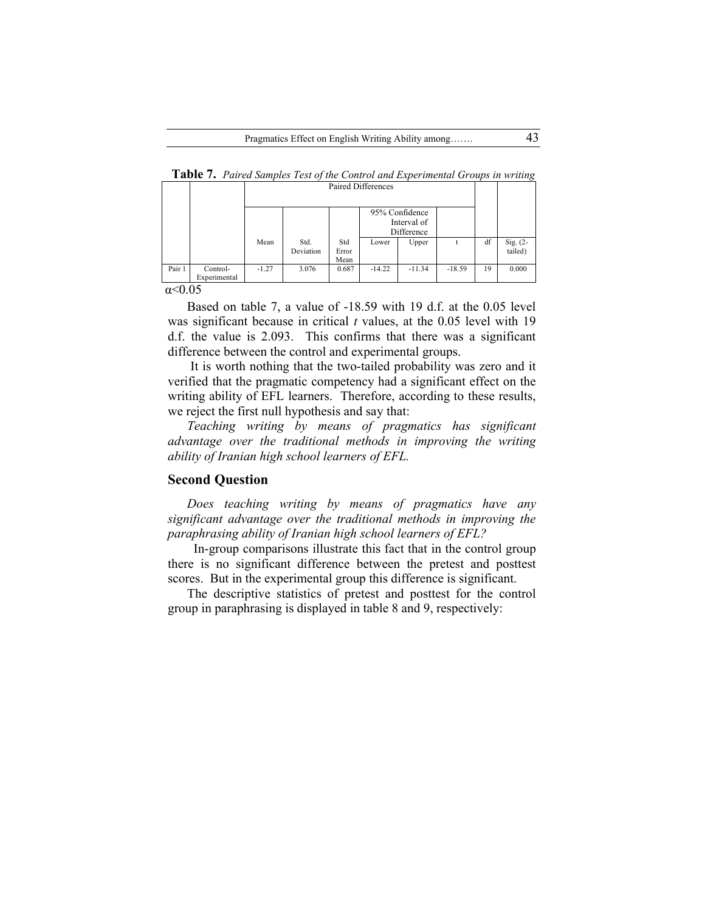**Table 7.** *Paired Samples Test of the Control and Experimental Groups in writing*

| | | Paired Differences | | | | | | | |
|---|---|---|---|---|---|---|---|---|---|
| | | | | | 95% Confidence Interval of Difference | | | | |
| | | Mean | Std. Deviation | Std Error Mean | Lower | Upper | t | df | Sig. (2-tailed) |
| Pair 1 | Control-Experimental | -1.27 | 3.076 | 0.687 | -14.22 | -11.34 | -18.59 | 19 | 0.000 |

α<0.05

Based on table 7, a value of -18.59 with 19 d.f. at the 0.05 level was significant because in critical *t* values, at the 0.05 level with 19 d.f. the value is 2.093. This confirms that there was a significant difference between the control and experimental groups.

It is worth nothing that the two-tailed probability was zero and it verified that the pragmatic competency had a significant effect on the writing ability of EFL learners. Therefore, according to these results, we reject the first null hypothesis and say that:

*Teaching writing by means of pragmatics has significant advantage over the traditional methods in improving the writing ability of Iranian high school learners of EFL.*

## Second Question

*Does teaching writing by means of pragmatics have any significant advantage over the traditional methods in improving the paraphrasing ability of Iranian high school learners of EFL?*

In-group comparisons illustrate this fact that in the control group there is no significant difference between the pretest and posttest scores. But in the experimental group this difference is significant.

The descriptive statistics of pretest and posttest for the control group in paraphrasing is displayed in table 8 and 9, respectively: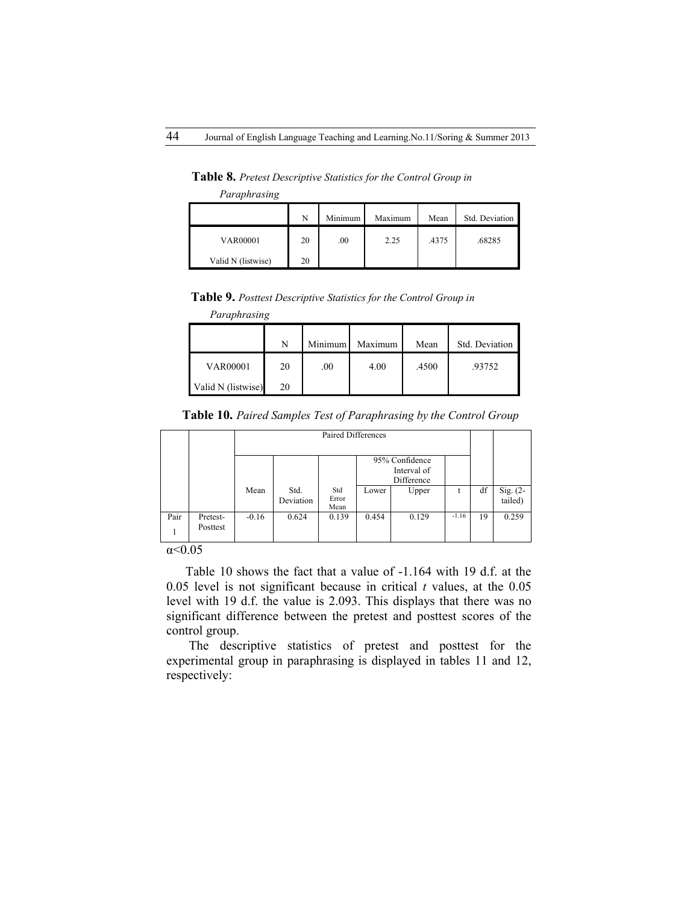**Table 8.** *Pretest Descriptive Statistics for the Control Group in Paraphrasing*

| | N | Minimum | Maximum | Mean | Std. Deviation |
|---|---|---|---|---|---|
| VAR00001 | 20 | .00 | 2.25 | .4375 | .68285 |
| Valid N (listwise) | 20 | | | | |

**Table 9.** *Posttest Descriptive Statistics for the Control Group in Paraphrasing*

| | N | Minimum | Maximum | Mean | Std. Deviation |
|---|---|---|---|---|---|
| VAR00001 | 20 | .00 | 4.00 | .4500 | .93752 |
| Valid N (listwise) | 20 | | | | |

**Table 10.** *Paired Samples Test of Paraphrasing by the Control Group*

| | | Paired Differences | | | | | | | |
|---|---|---|---|---|---|---|---|---|---|
| | | | | | 95% Confidence Interval of Difference | | | | |
| | | Mean | Std. Deviation | Std Error Mean | Lower | Upper | t | df | Sig. (2-tailed) |
| Pair 1 | Pretest-Posttest | -0.16 | 0.624 | 0.139 | 0.454 | 0.129 | -1.16 | 19 | 0.259 |

$\alpha < 0.05$

Table 10 shows the fact that a value of -1.164 with 19 d.f. at the 0.05 level is not significant because in critical *t* values, at the 0.05 level with 19 d.f. the value is 2.093. This displays that there was no significant difference between the pretest and posttest scores of the control group.

The descriptive statistics of pretest and posttest for the experimental group in paraphrasing is displayed in tables 11 and 12, respectively: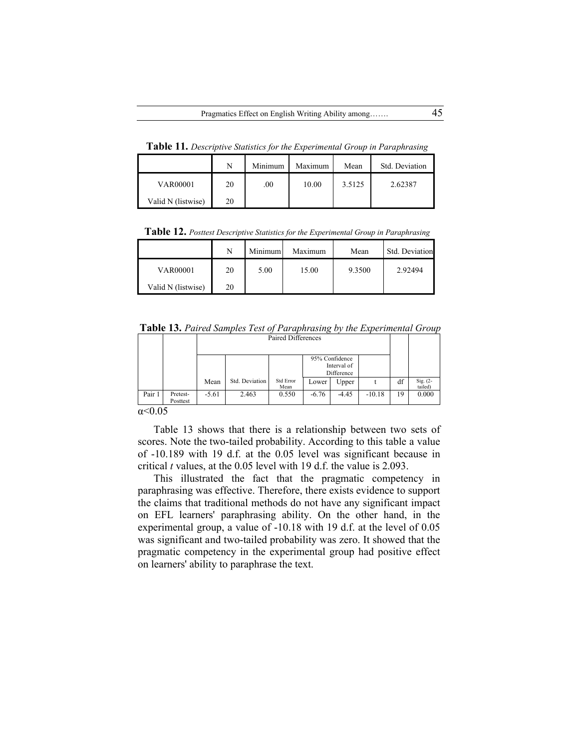**Table 11.** *Descriptive Statistics for the Experimental Group in Paraphrasing*

| | N | Minimum | Maximum | Mean | Std. Deviation |
|---|---|---|---|---|---|
| VAR00001 | 20 | .00 | 10.00 | 3.5125 | 2.62387 |
| Valid N (listwise) | 20 | | | | |

**Table 12.** *Posttest Descriptive Statistics for the Experimental Group in Paraphrasing*

| | N | Minimum | Maximum | Mean | Std. Deviation |
|---|---|---|---|---|---|
| VAR00001 | 20 | 5.00 | 15.00 | 9.3500 | 2.92494 |
| Valid N (listwise) | 20 | | | | |

**Table 13.** *Paired Samples Test of Paraphrasing by the Experimental Group*

| | | Paired Differences | | | | | | | |
|---|---|---|---|---|---|---|---|---|---|
| | | | | | 95% Confidence Interval of Difference | | | | |
| | | Mean | Std. Deviation | Std Error Mean | Lower | Upper | t | df | Sig. (2-tailed) |
| Pair 1 | Pretest-Posttest | -5.61 | 2.463 | 0.550 | -6.76 | -4.45 | -10.18 | 19 | 0.000 |

$\alpha<0.05$

Table 13 shows that there is a relationship between two sets of scores. Note the two-tailed probability. According to this table a value of -10.189 with 19 d.f. at the 0.05 level was significant because in critical *t* values, at the 0.05 level with 19 d.f. the value is 2.093.

This illustrated the fact that the pragmatic competency in paraphrasing was effective. Therefore, there exists evidence to support the claims that traditional methods do not have any significant impact on EFL learners' paraphrasing ability. On the other hand, in the experimental group, a value of -10.18 with 19 d.f. at the level of 0.05 was significant and two-tailed probability was zero. It showed that the pragmatic competency in the experimental group had positive effect on learners' ability to paraphrase the text.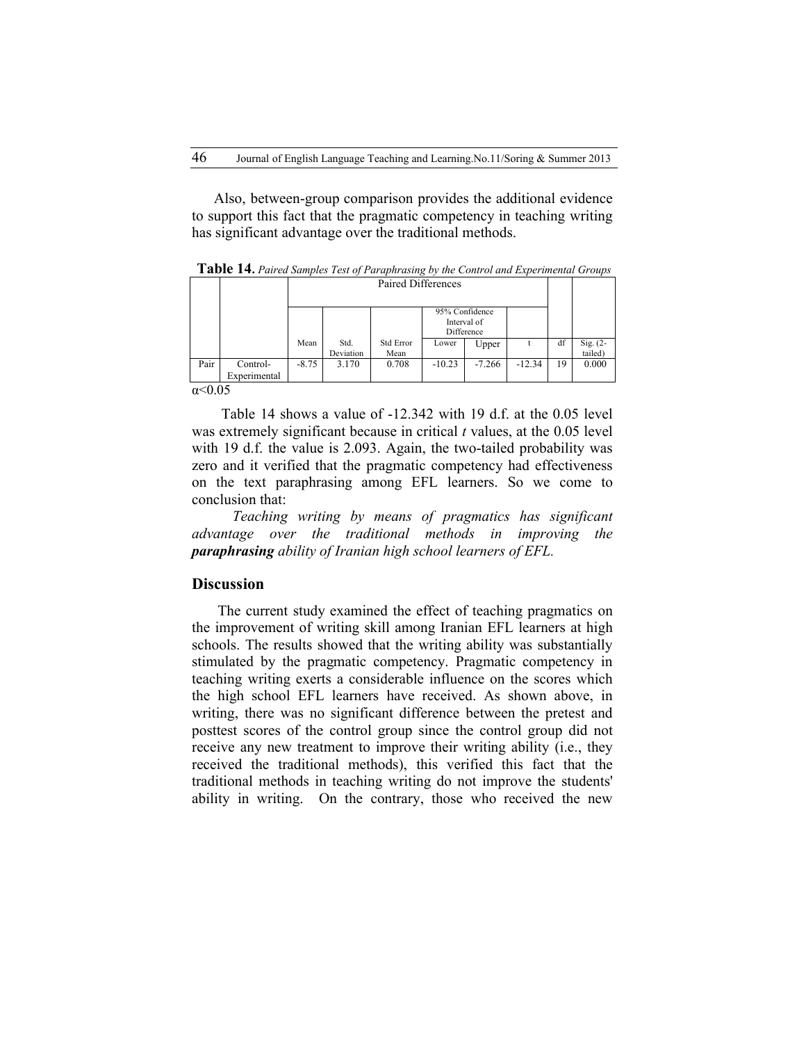Also, between-group comparison provides the additional evidence to support this fact that the pragmatic competency in teaching writing has significant advantage over the traditional methods.

**Table 14.** *Paired Samples Test of Paraphrasing by the Control and Experimental Groups*

| | | Paired Differences | | | | | | | |
|---|---|---|---|---|---|---|---|---|---|
| | | | | | 95% Confidence Interval of Difference | | | | |
| | | Mean | Std. Deviation | Std Error Mean | Lower | Upper | t | df | Sig. (2-tailed) |
| Pair | Control-Experimental | -8.75 | 3.170 | 0.708 | -10.23 | -7.266 | -12.34 | 19 | 0.000 |

$\alpha < 0.05$

Table 14 shows a value of -12.342 with 19 d.f. at the 0.05 level was extremely significant because in critical *t* values, at the 0.05 level with 19 d.f. the value is 2.093. Again, the two-tailed probability was zero and it verified that the pragmatic competency had effectiveness on the text paraphrasing among EFL learners. So we come to conclusion that:

*Teaching writing by means of pragmatics has significant advantage over the traditional methods in improving the* ***paraphrasing*** *ability of Iranian high school learners of EFL.*

## Discussion

The current study examined the effect of teaching pragmatics on the improvement of writing skill among Iranian EFL learners at high schools. The results showed that the writing ability was substantially stimulated by the pragmatic competency. Pragmatic competency in teaching writing exerts a considerable influence on the scores which the high school EFL learners have received. As shown above, in writing, there was no significant difference between the pretest and posttest scores of the control group since the control group did not receive any new treatment to improve their writing ability (i.e., they received the traditional methods), this verified this fact that the traditional methods in teaching writing do not improve the students' ability in writing. On the contrary, those who received the new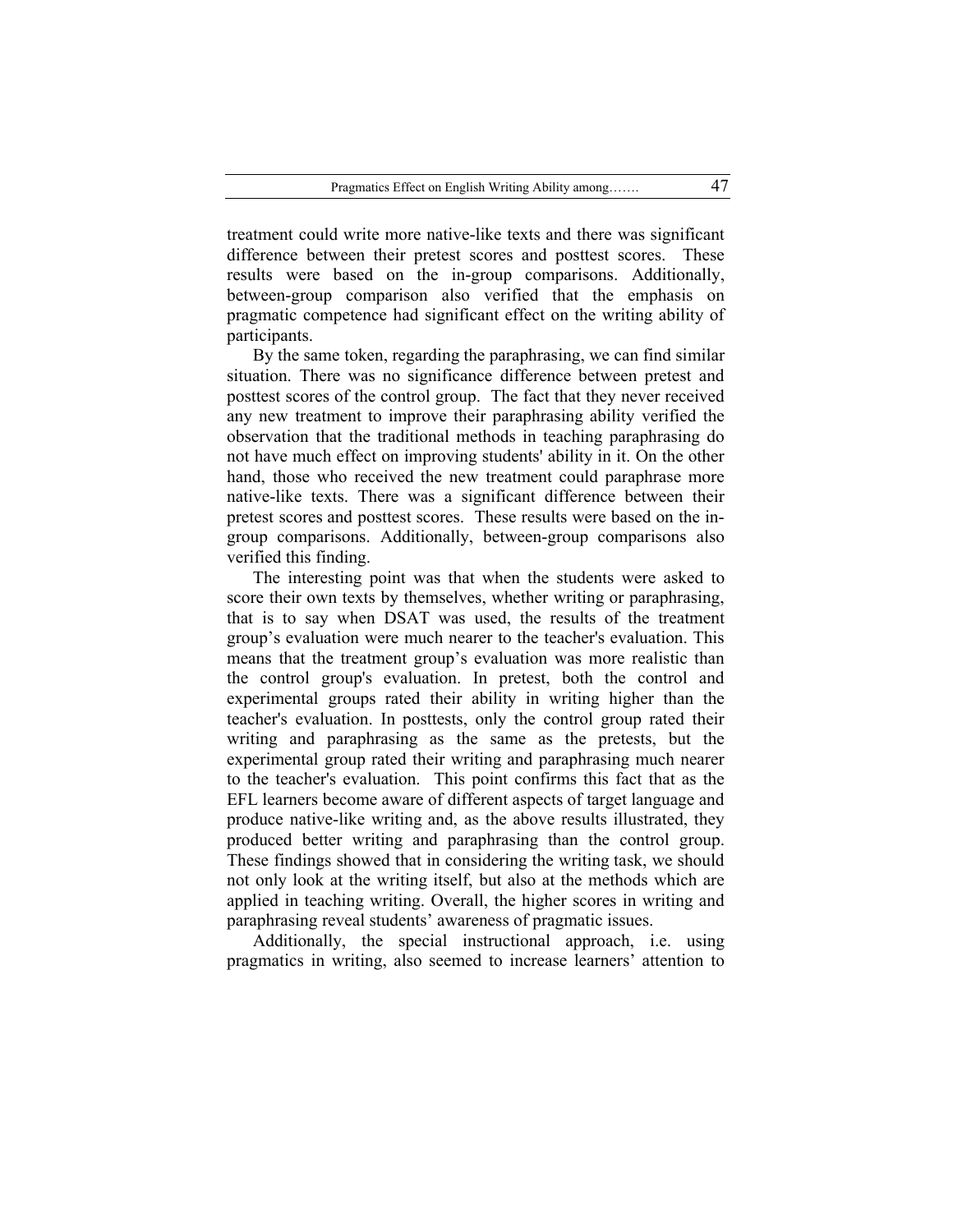treatment could write more native-like texts and there was significant difference between their pretest scores and posttest scores. These results were based on the in-group comparisons. Additionally, between-group comparison also verified that the emphasis on pragmatic competence had significant effect on the writing ability of participants.

By the same token, regarding the paraphrasing, we can find similar situation. There was no significance difference between pretest and posttest scores of the control group. The fact that they never received any new treatment to improve their paraphrasing ability verified the observation that the traditional methods in teaching paraphrasing do not have much effect on improving students' ability in it. On the other hand, those who received the new treatment could paraphrase more native-like texts. There was a significant difference between their pretest scores and posttest scores. These results were based on the in-group comparisons. Additionally, between-group comparisons also verified this finding.

The interesting point was that when the students were asked to score their own texts by themselves, whether writing or paraphrasing, that is to say when DSAT was used, the results of the treatment group's evaluation were much nearer to the teacher's evaluation. This means that the treatment group's evaluation was more realistic than the control group's evaluation. In pretest, both the control and experimental groups rated their ability in writing higher than the teacher's evaluation. In posttests, only the control group rated their writing and paraphrasing as the same as the pretests, but the experimental group rated their writing and paraphrasing much nearer to the teacher's evaluation. This point confirms this fact that as the EFL learners become aware of different aspects of target language and produce native-like writing and, as the above results illustrated, they produced better writing and paraphrasing than the control group. These findings showed that in considering the writing task, we should not only look at the writing itself, but also at the methods which are applied in teaching writing. Overall, the higher scores in writing and paraphrasing reveal students' awareness of pragmatic issues.

Additionally, the special instructional approach, i.e. using pragmatics in writing, also seemed to increase learners' attention to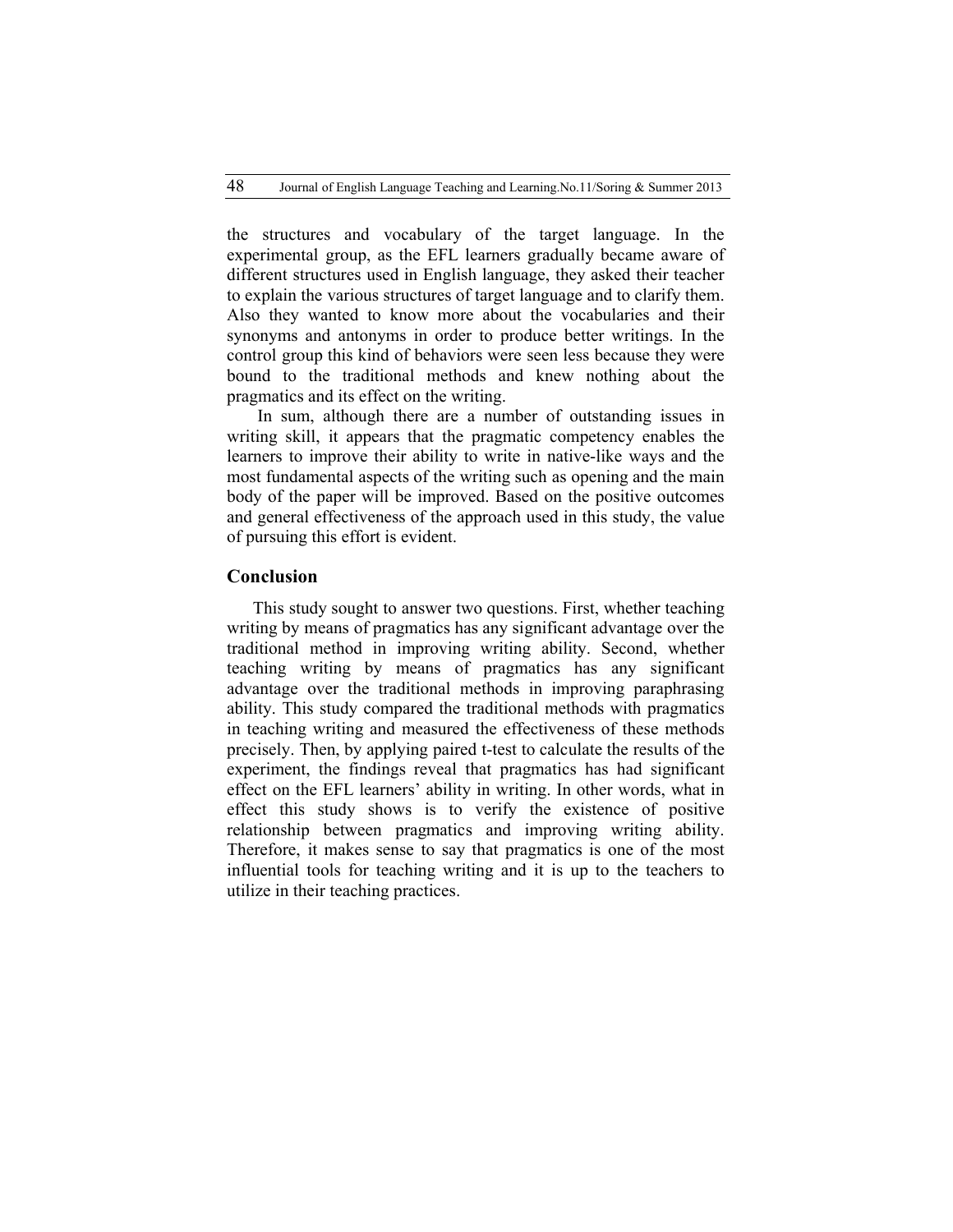the structures and vocabulary of the target language. In the experimental group, as the EFL learners gradually became aware of different structures used in English language, they asked their teacher to explain the various structures of target language and to clarify them. Also they wanted to know more about the vocabularies and their synonyms and antonyms in order to produce better writings. In the control group this kind of behaviors were seen less because they were bound to the traditional methods and knew nothing about the pragmatics and its effect on the writing.

In sum, although there are a number of outstanding issues in writing skill, it appears that the pragmatic competency enables the learners to improve their ability to write in native-like ways and the most fundamental aspects of the writing such as opening and the main body of the paper will be improved. Based on the positive outcomes and general effectiveness of the approach used in this study, the value of pursuing this effort is evident.

## Conclusion

This study sought to answer two questions. First, whether teaching writing by means of pragmatics has any significant advantage over the traditional method in improving writing ability. Second, whether teaching writing by means of pragmatics has any significant advantage over the traditional methods in improving paraphrasing ability. This study compared the traditional methods with pragmatics in teaching writing and measured the effectiveness of these methods precisely. Then, by applying paired t-test to calculate the results of the experiment, the findings reveal that pragmatics has had significant effect on the EFL learners' ability in writing. In other words, what in effect this study shows is to verify the existence of positive relationship between pragmatics and improving writing ability. Therefore, it makes sense to say that pragmatics is one of the most influential tools for teaching writing and it is up to the teachers to utilize in their teaching practices.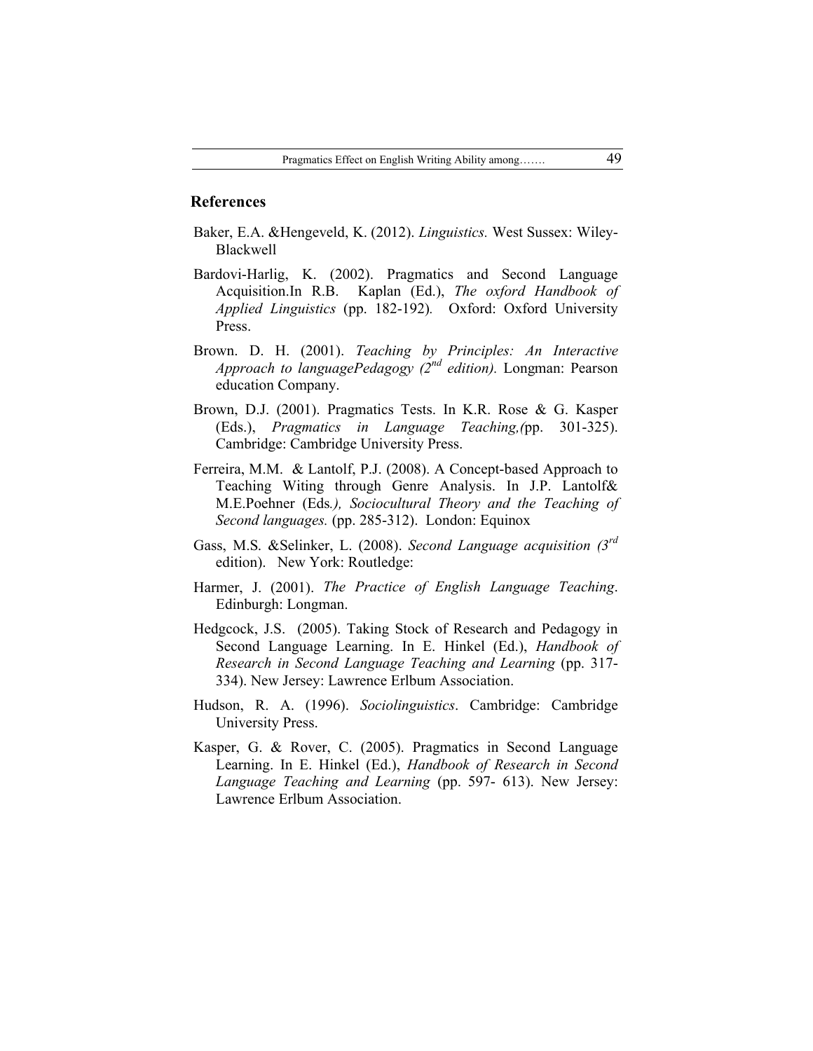## References

Baker, E.A. &Hengeveld, K. (2012). *Linguistics.* West Sussex: Wiley-Blackwell

Bardovi-Harlig, K. (2002). Pragmatics and Second Language Acquisition.In R.B. Kaplan (Ed.), *The oxford Handbook of Applied Linguistics* (pp. 182-192). Oxford: Oxford University Press.

Brown. D. H. (2001). *Teaching by Principles: An Interactive Approach to languagePedagogy (2nd edition).* Longman: Pearson education Company.

Brown, D.J. (2001). Pragmatics Tests. In K.R. Rose & G. Kasper (Eds.), *Pragmatics in Language Teaching,(*pp. 301-325). Cambridge: Cambridge University Press.

Ferreira, M.M. & Lantolf, P.J. (2008). A Concept-based Approach to Teaching Witing through Genre Analysis. In J.P. Lantolf& M.E.Poehner (Eds*.), Sociocultural Theory and the Teaching of Second languages.* (pp. 285-312). London: Equinox

Gass, M.S. &Selinker, L. (2008). *Second Language acquisition (3rd* edition). New York: Routledge:

Harmer, J. (2001). *The Practice of English Language Teaching*. Edinburgh: Longman.

Hedgcock, J.S. (2005). Taking Stock of Research and Pedagogy in Second Language Learning. In E. Hinkel (Ed.), *Handbook of Research in Second Language Teaching and Learning* (pp. 317-334). New Jersey: Lawrence Erlbum Association.

Hudson, R. A. (1996). *Sociolinguistics*. Cambridge: Cambridge University Press.

Kasper, G. & Rover, C. (2005). Pragmatics in Second Language Learning. In E. Hinkel (Ed.), *Handbook of Research in Second Language Teaching and Learning* (pp. 597- 613). New Jersey: Lawrence Erlbum Association.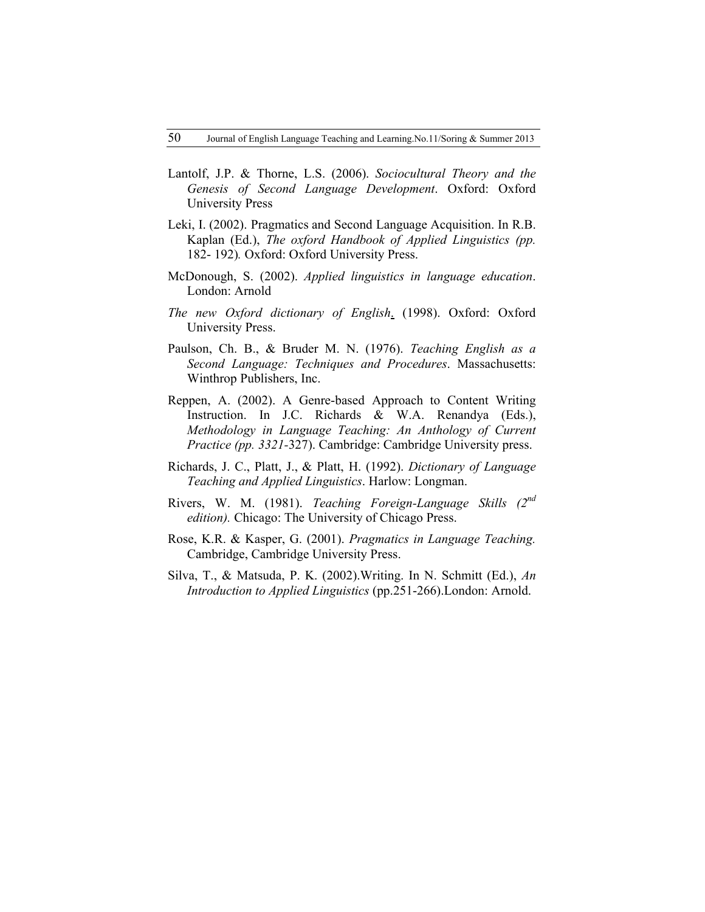Lantolf, J.P. & Thorne, L.S. (2006). *Sociocultural Theory and the Genesis of Second Language Development*. Oxford: Oxford University Press

Leki, I. (2002). Pragmatics and Second Language Acquisition. In R.B. Kaplan (Ed.), *The oxford Handbook of Applied Linguistics (pp.* 182- 192)*.* Oxford: Oxford University Press.

McDonough, S. (2002). *Applied linguistics in language education*. London: Arnold

*The new Oxford dictionary of English*. (1998). Oxford: Oxford University Press.

Paulson, Ch. B., & Bruder M. N. (1976). *Teaching English as a Second Language: Techniques and Procedures*. Massachusetts: Winthrop Publishers, Inc.

Reppen, A. (2002). A Genre-based Approach to Content Writing Instruction. In J.C. Richards & W.A. Renandya (Eds.), *Methodology in Language Teaching: An Anthology of Current Practice (pp. 3321*-327). Cambridge: Cambridge University press.

Richards, J. C., Platt, J., & Platt, H. (1992). *Dictionary of Language Teaching and Applied Linguistics*. Harlow: Longman.

Rivers, W. M. (1981). *Teaching Foreign-Language Skills (2nd edition).* Chicago: The University of Chicago Press.

Rose, K.R. & Kasper, G. (2001). *Pragmatics in Language Teaching.* Cambridge, Cambridge University Press.

Silva, T., & Matsuda, P. K. (2002).Writing. In N. Schmitt (Ed.), *An Introduction to Applied Linguistics* (pp.251-266).London: Arnold.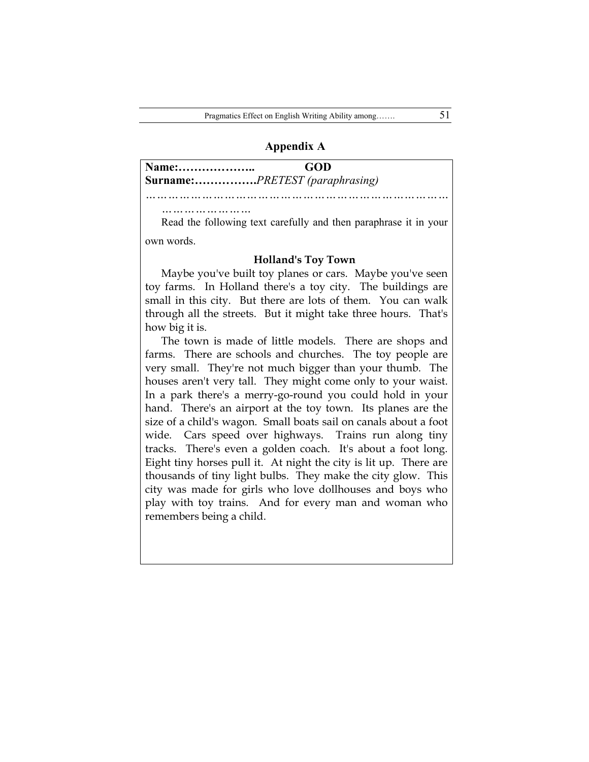## Appendix A

**Name:………………..** **GOD**

**Surname:…………….***PRETEST (paraphrasing)*

………………………………………………………………………………………………

Read the following text carefully and then paraphrase it in your own words.

**Holland's Toy Town**

Maybe you've built toy planes or cars. Maybe you've seen toy farms. In Holland there's a toy city. The buildings are small in this city. But there are lots of them. You can walk through all the streets. But it might take three hours. That's how big it is.

The town is made of little models. There are shops and farms. There are schools and churches. The toy people are very small. They're not much bigger than your thumb. The houses aren't very tall. They might come only to your waist. In a park there's a merry-go-round you could hold in your hand. There's an airport at the toy town. Its planes are the size of a child's wagon. Small boats sail on canals about a foot wide. Cars speed over highways. Trains run along tiny tracks. There's even a golden coach. It's about a foot long. Eight tiny horses pull it. At night the city is lit up. There are thousands of tiny light bulbs. They make the city glow. This city was made for girls who love dollhouses and boys who play with toy trains. And for every man and woman who remembers being a child.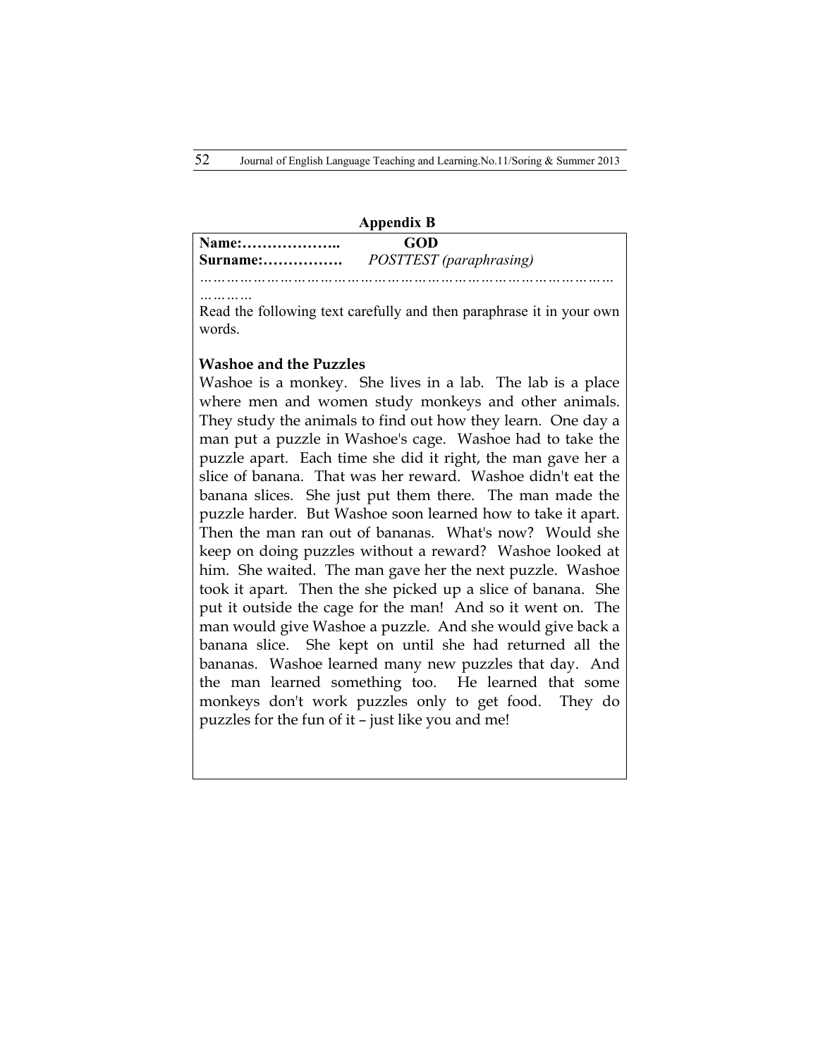**Appendix B**

**Name:………………..** **GOD**

**Surname:…………….** *POSTTEST (paraphrasing)*

……………………………………………………………………………………

Read the following text carefully and then paraphrase it in your own words.

**Washoe and the Puzzles**

Washoe is a monkey. She lives in a lab. The lab is a place where men and women study monkeys and other animals. They study the animals to find out how they learn. One day a man put a puzzle in Washoe's cage. Washoe had to take the puzzle apart. Each time she did it right, the man gave her a slice of banana. That was her reward. Washoe didn't eat the banana slices. She just put them there. The man made the puzzle harder. But Washoe soon learned how to take it apart. Then the man ran out of bananas. What's now? Would she keep on doing puzzles without a reward? Washoe looked at him. She waited. The man gave her the next puzzle. Washoe took it apart. Then the she picked up a slice of banana. She put it outside the cage for the man! And so it went on. The man would give Washoe a puzzle. And she would give back a banana slice. She kept on until she had returned all the bananas. Washoe learned many new puzzles that day. And the man learned something too. He learned that some monkeys don't work puzzles only to get food. They do puzzles for the fun of it – just like you and me!